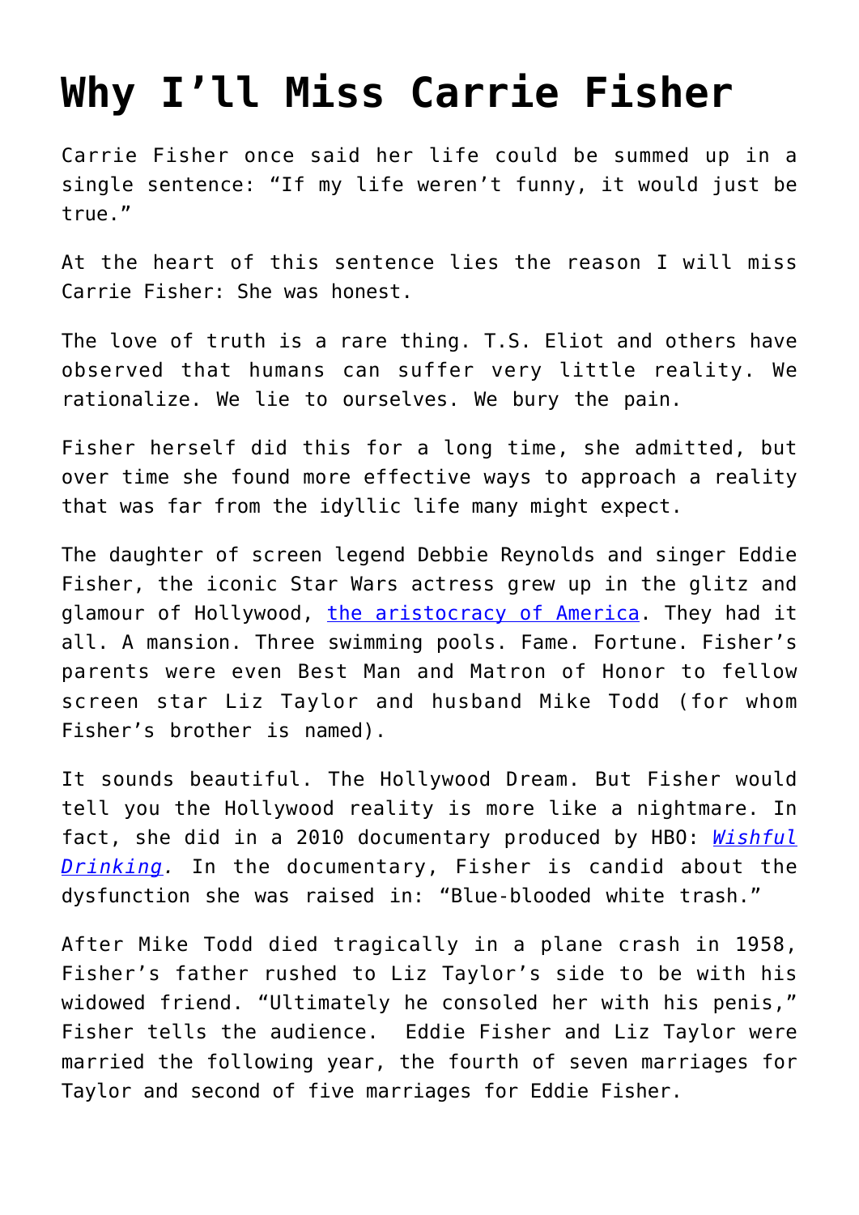# Why I'll Miss Carrie Fisher

Carrie Fisher once said her life could be summed up in a single sentence: "If my life weren't funny, it would just be true."

At the heart of this sentence lies the reason I will miss Carrie Fisher: She was honest.

The love of truth is a rare thing. T.S. Eliot and others have observed that humans can suffer very little reality. We rationalize. We lie to ourselves. We bury the pain.

Fisher herself did this for a long time, she admitted, but over time she found more effective ways to approach a reality that was far from the idyllic life many might expect.

The daughter of screen legend Debbie Reynolds and singer Eddie Fisher, the iconic Star Wars actress grew up in the glitz and glamour of Hollywood, [the aristocracy of America](). They had it all. A mansion. Three swimming pools. Fame. Fortune. Fisher's parents were even Best Man and Matron of Honor to fellow screen star Liz Taylor and husband Mike Todd (for whom Fisher's brother is named).

It sounds beautiful. The Hollywood Dream. But Fisher would tell you the Hollywood reality is more like a nightmare. In fact, she did in a 2010 documentary produced by HBO: [*Wishful Drinking*](). In the documentary, Fisher is candid about the dysfunction she was raised in: "Blue-blooded white trash."

After Mike Todd died tragically in a plane crash in 1958, Fisher's father rushed to Liz Taylor's side to be with his widowed friend. "Ultimately he consoled her with his penis," Fisher tells the audience. Eddie Fisher and Liz Taylor were married the following year, the fourth of seven marriages for Taylor and second of five marriages for Eddie Fisher.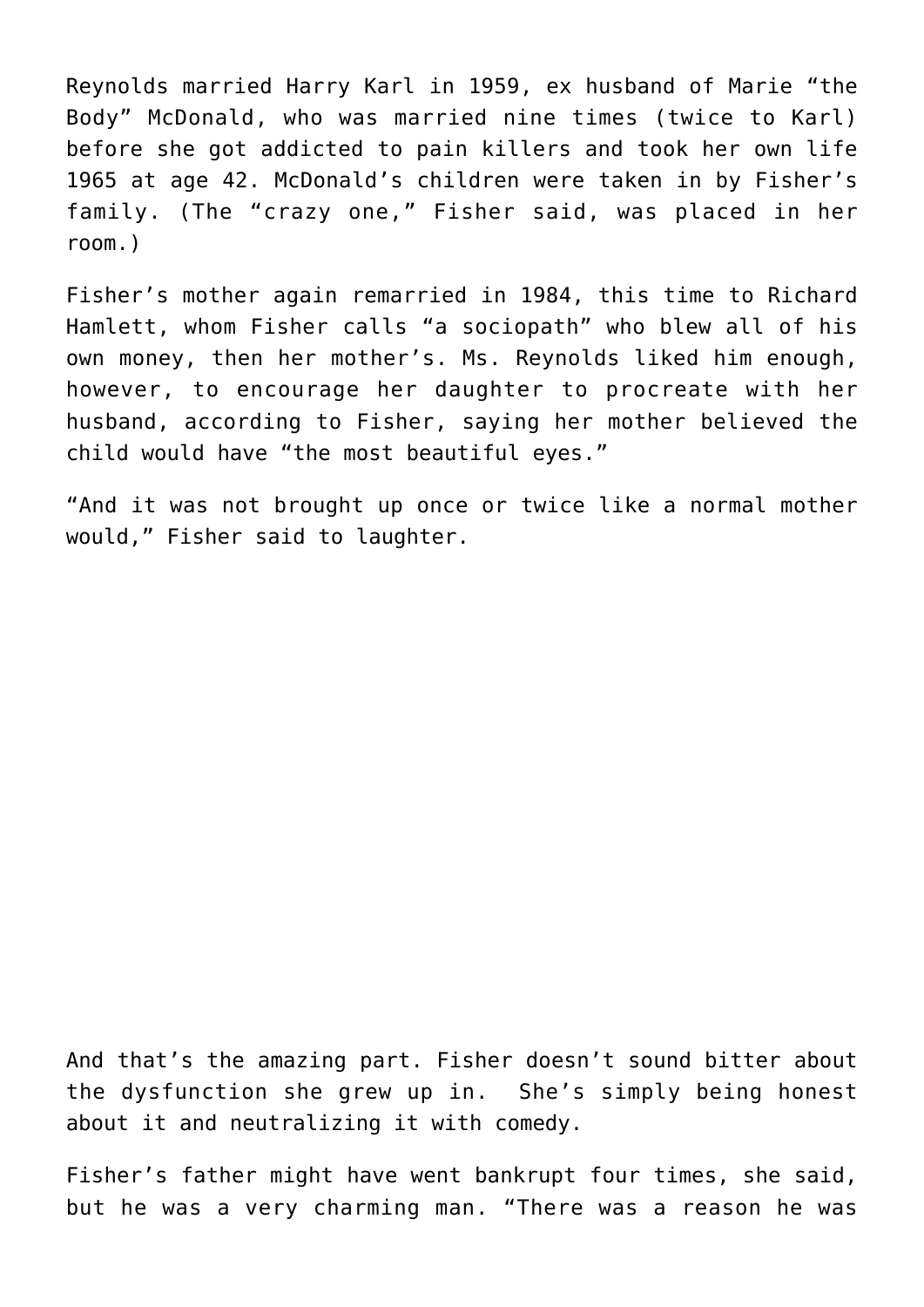Reynolds married Harry Karl in 1959, ex husband of Marie "the Body" McDonald, who was married nine times (twice to Karl) before she got addicted to pain killers and took her own life 1965 at age 42. McDonald's children were taken in by Fisher's family. (The "crazy one," Fisher said, was placed in her room.)

Fisher's mother again remarried in 1984, this time to Richard Hamlett, whom Fisher calls "a sociopath" who blew all of his own money, then her mother's. Ms. Reynolds liked him enough, however, to encourage her daughter to procreate with her husband, according to Fisher, saying her mother believed the child would have "the most beautiful eyes."

"And it was not brought up once or twice like a normal mother would," Fisher said to laughter.

And that's the amazing part. Fisher doesn't sound bitter about the dysfunction she grew up in. She's simply being honest about it and neutralizing it with comedy.

Fisher's father might have went bankrupt four times, she said, but he was a very charming man. "There was a reason he was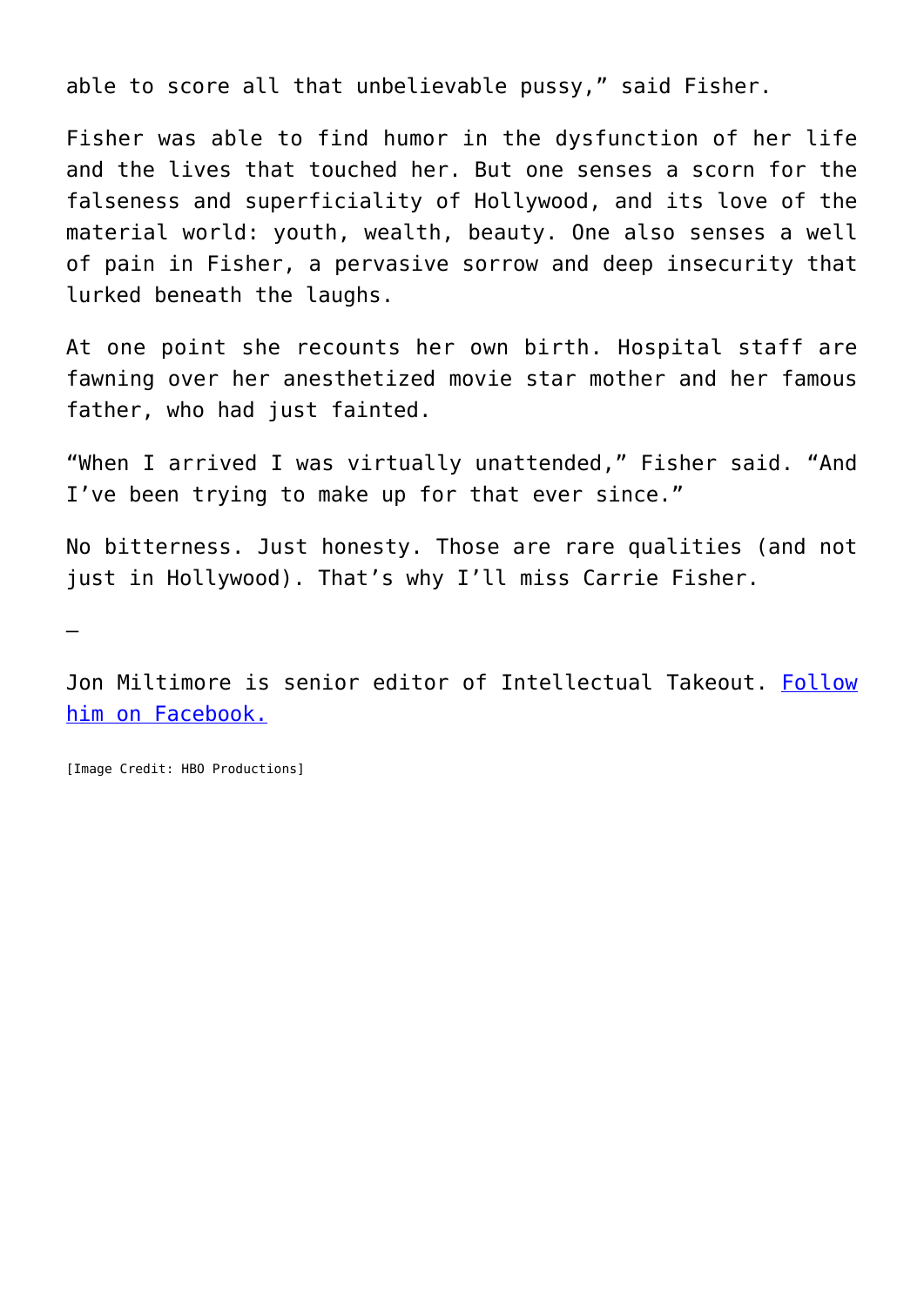able to score all that unbelievable pussy," said Fisher.

Fisher was able to find humor in the dysfunction of her life and the lives that touched her. But one senses a scorn for the falseness and superficiality of Hollywood, and its love of the material world: youth, wealth, beauty. One also senses a well of pain in Fisher, a pervasive sorrow and deep insecurity that lurked beneath the laughs.

At one point she recounts her own birth. Hospital staff are fawning over her anesthetized movie star mother and her famous father, who had just fainted.

"When I arrived I was virtually unattended," Fisher said. "And I've been trying to make up for that ever since."

No bitterness. Just honesty. Those are rare qualities (and not just in Hollywood). That's why I'll miss Carrie Fisher.

—

Jon Miltimore is senior editor of Intellectual Takeout. Follow him on Facebook.

[Image Credit: HBO Productions]